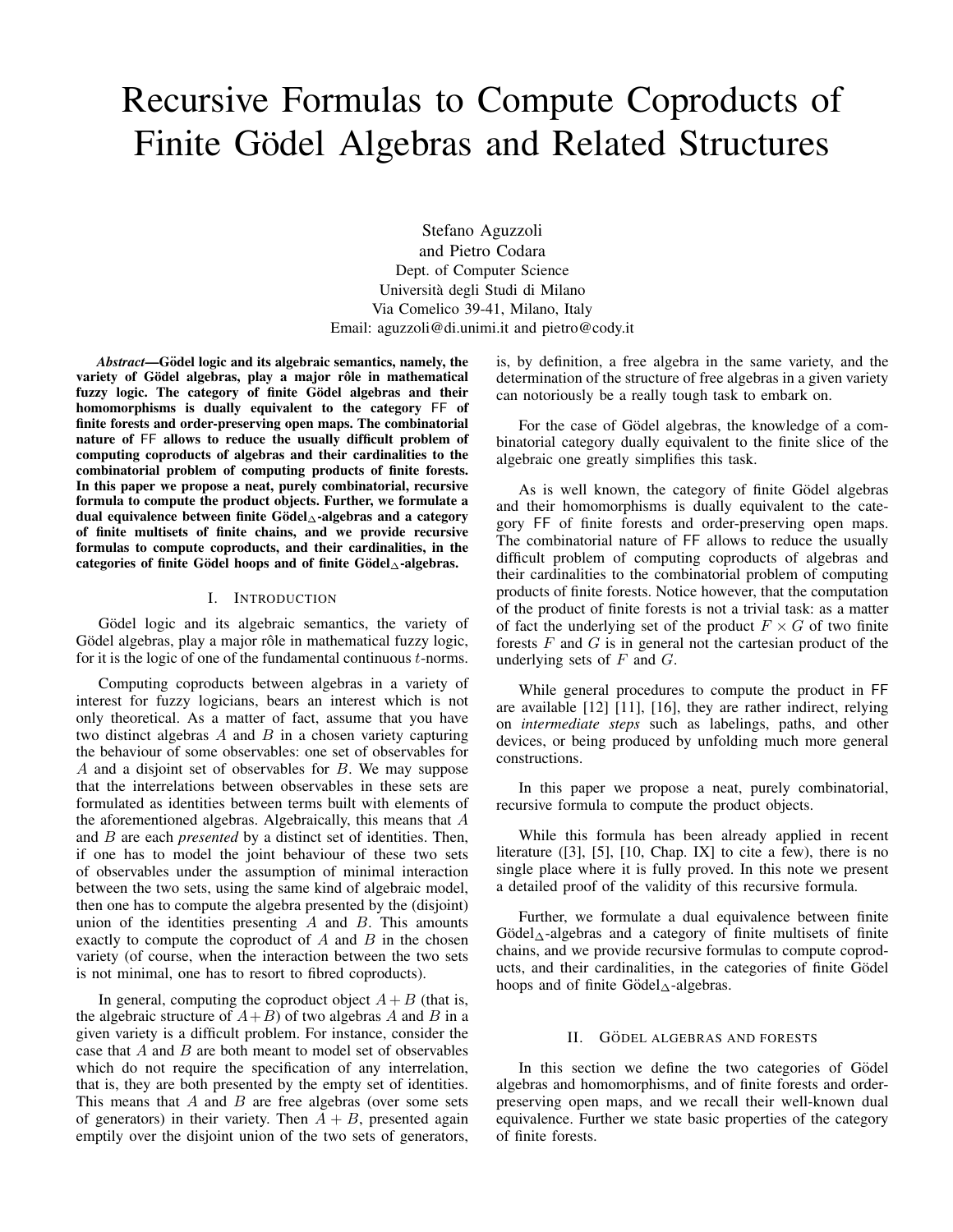# Recursive Formulas to Compute Coproducts of Finite Gödel Algebras and Related Structures

Stefano Aguzzoli
and Pietro Codara
Dept. of Computer Science
Università degli Studi di Milano
Via Comelico 39-41, Milano, Italy
Email: aguzzoli@di.unimi.it and pietro@cody.it

***Abstract*—Gödel logic and its algebraic semantics, namely, the variety of Gödel algebras, play a major rôle in mathematical fuzzy logic. The category of finite Gödel algebras and their homomorphisms is dually equivalent to the category FF of finite forests and order-preserving open maps. The combinatorial nature of FF allows to reduce the usually difficult problem of computing coproducts of algebras and their cardinalities to the combinatorial problem of computing products of finite forests. In this paper we propose a neat, purely combinatorial, recursive formula to compute the product objects. Further, we formulate a dual equivalence between finite Gödel$_\Delta$-algebras and a category of finite multisets of finite chains, and we provide recursive formulas to compute coproducts, and their cardinalities, in the categories of finite Gödel hoops and of finite Gödel$_\Delta$-algebras.**

## I. Introduction

Gödel logic and its algebraic semantics, the variety of Gödel algebras, play a major rôle in mathematical fuzzy logic, for it is the logic of one of the fundamental continuous $t$-norms.

Computing coproducts between algebras in a variety of interest for fuzzy logicians, bears an interest which is not only theoretical. As a matter of fact, assume that you have two distinct algebras $A$ and $B$ in a chosen variety capturing the behaviour of some observables: one set of observables for $A$ and a disjoint set of observables for $B$. We may suppose that the interrelations between observables in these sets are formulated as identities between terms built with elements of the aforementioned algebras. Algebraically, this means that $A$ and $B$ are each *presented* by a distinct set of identities. Then, if one has to model the joint behaviour of these two sets of observables under the assumption of minimal interaction between the two sets, using the same kind of algebraic model, then one has to compute the algebra presented by the (disjoint) union of the identities presenting $A$ and $B$. This amounts exactly to compute the coproduct of $A$ and $B$ in the chosen variety (of course, when the interaction between the two sets is not minimal, one has to resort to fibred coproducts).

In general, computing the coproduct object $A+B$ (that is, the algebraic structure of $A+B$) of two algebras $A$ and $B$ in a given variety is a difficult problem. For instance, consider the case that $A$ and $B$ are both meant to model set of observables which do not require the specification of any interrelation, that is, they are both presented by the empty set of identities. This means that $A$ and $B$ are free algebras (over some sets of generators) in their variety. Then $A + B$, presented again emptily over the disjoint union of the two sets of generators, is, by definition, a free algebra in the same variety, and the determination of the structure of free algebras in a given variety can notoriously be a really tough task to embark on.

For the case of Gödel algebras, the knowledge of a combinatorial category dually equivalent to the finite slice of the algebraic one greatly simplifies this task.

As is well known, the category of finite Gödel algebras and their homomorphisms is dually equivalent to the category FF of finite forests and order-preserving open maps. The combinatorial nature of FF allows to reduce the usually difficult problem of computing coproducts of algebras and their cardinalities to the combinatorial problem of computing products of finite forests. Notice however, that the computation of the product of finite forests is not a trivial task: as a matter of fact the underlying set of the product $F \times G$ of two finite forests $F$ and $G$ is in general not the cartesian product of the underlying sets of $F$ and $G$.

While general procedures to compute the product in FF are available [12] [11], [16], they are rather indirect, relying on *intermediate steps* such as labelings, paths, and other devices, or being produced by unfolding much more general constructions.

In this paper we propose a neat, purely combinatorial, recursive formula to compute the product objects.

While this formula has been already applied in recent literature ([3], [5], [10, Chap. IX] to cite a few), there is no single place where it is fully proved. In this note we present a detailed proof of the validity of this recursive formula.

Further, we formulate a dual equivalence between finite Gödel$_\Delta$-algebras and a category of finite multisets of finite chains, and we provide recursive formulas to compute coproducts, and their cardinalities, in the categories of finite Gödel hoops and of finite Gödel$_\Delta$-algebras.

## II. Gödel algebras and forests

In this section we define the two categories of Gödel algebras and homomorphisms, and of finite forests and order-preserving open maps, and we recall their well-known dual equivalence. Further we state basic properties of the category of finite forests.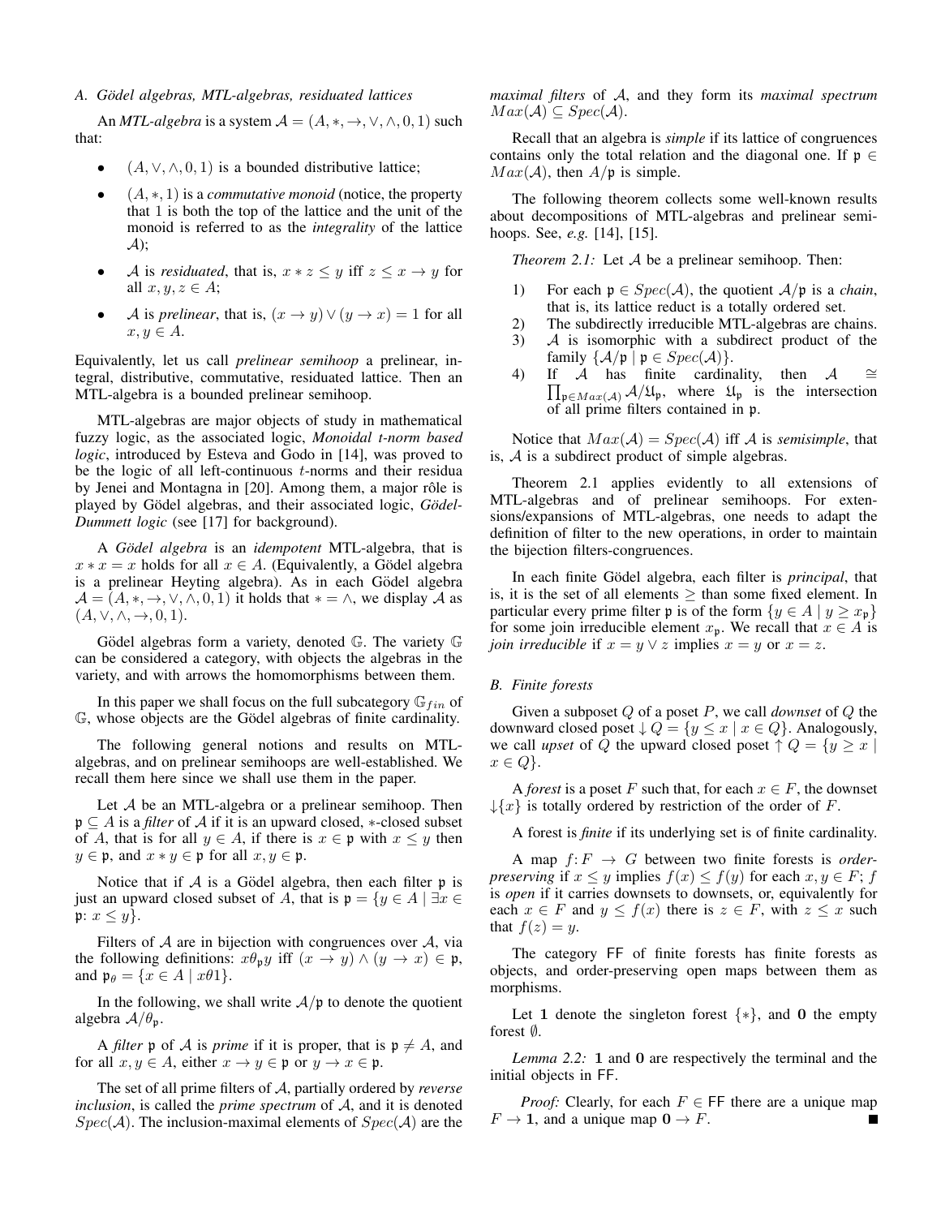### A. Gödel algebras, MTL-algebras, residuated lattices

An *MTL-algebra* is a system $\mathcal{A} = (A, *, \rightarrow, \vee, \wedge, 0, 1)$ such that:

- $(A, \vee, \wedge, 0, 1)$ is a bounded distributive lattice;
- $(A, *, 1)$ is a *commutative monoid* (notice, the property that 1 is both the top of the lattice and the unit of the monoid is referred to as the *integrality* of the lattice $\mathcal{A}$);
- $\mathcal{A}$ is *residuated*, that is, $x * z \leq y$ iff $z \leq x \rightarrow y$ for all $x, y, z \in A$;
- $\mathcal{A}$ is *prelinear*, that is, $(x \rightarrow y) \vee (y \rightarrow x) = 1$ for all $x, y \in A$.

Equivalently, let us call *prelinear semihoop* a prelinear, integral, distributive, commutative, residuated lattice. Then an MTL-algebra is a bounded prelinear semihoop.

MTL-algebras are major objects of study in mathematical fuzzy logic, as the associated logic, *Monoidal t-norm based logic*, introduced by Esteva and Godo in [14], was proved to be the logic of all left-continuous $t$-norms and their residua by Jenei and Montagna in [20]. Among them, a major rôle is played by Gödel algebras and their associated logic, *Gödel-Dummett logic* (see [17] for background).

A *Gödel algebra* is an *idempotent* MTL-algebra, that is $x * x = x$ holds for all $x \in A$. (Equivalently, a Gödel algebra is a prelinear Heyting algebra). As in each Gödel algebra $\mathcal{A} = (A, *, \rightarrow, \vee, \wedge, 0, 1)$ it holds that $* = \wedge$, we display $\mathcal{A}$ as $(A, \vee, \wedge, \rightarrow, 0, 1)$.

Gödel algebras form a variety, denoted $\mathbb{G}$. The variety $\mathbb{G}$ can be considered a category, with objects the algebras in the variety, and with arrows the homomorphisms between them.

In this paper we shall focus on the full subcategory $\mathbb{G}_{fin}$ of $\mathbb{G}$, whose objects are the Gödel algebras of finite cardinality.

The following general notions and results on MTL-algebras, and on prelinear semihoops are well-established. We recall them here since we shall use them in the paper.

Let $\mathcal{A}$ be an MTL-algebra or a prelinear semihoop. Then $\mathfrak{p} \subseteq A$ is a *filter* of $\mathcal{A}$ if it is an upward closed, $*$-closed subset of $A$, that is for all $y \in A$, if there is $x \in \mathfrak{p}$ with $x \leq y$ then $y \in \mathfrak{p}$, and $x * y \in \mathfrak{p}$ for all $x, y \in \mathfrak{p}$.

Notice that if $\mathcal{A}$ is a Gödel algebra, then each filter $\mathfrak{p}$ is just an upward closed subset of $A$, that is $\mathfrak{p} = \{y \in A \mid \exists x \in \mathfrak{p}\colon x \leq y\}$.

Filters of $\mathcal{A}$ are in bijection with congruences over $\mathcal{A}$, via the following definitions: $x\theta_{\mathfrak{p}}y$ iff $(x \rightarrow y) \wedge (y \rightarrow x) \in \mathfrak{p}$, and $\mathfrak{p}_\theta = \{x \in A \mid x\theta 1\}$.

In the following, we shall write $\mathcal{A}/\mathfrak{p}$ to denote the quotient algebra $\mathcal{A}/\theta_{\mathfrak{p}}$.

A *filter* $\mathfrak{p}$ of $\mathcal{A}$ is *prime* if it is proper, that is $\mathfrak{p} \neq A$, and for all $x, y \in A$, either $x \rightarrow y \in \mathfrak{p}$ or $y \rightarrow x \in \mathfrak{p}$.

The set of all prime filters of $\mathcal{A}$, partially ordered by *reverse inclusion*, is called the *prime spectrum* of $\mathcal{A}$, and it is denoted $Spec(\mathcal{A})$. The inclusion-maximal elements of $Spec(\mathcal{A})$ are the *maximal filters* of $\mathcal{A}$, and they form its *maximal spectrum* $Max(\mathcal{A}) \subseteq Spec(\mathcal{A})$.

Recall that an algebra is *simple* if its lattice of congruences contains only the total relation and the diagonal one. If $\mathfrak{p} \in Max(\mathcal{A})$, then $A/\mathfrak{p}$ is simple.

The following theorem collects some well-known results about decompositions of MTL-algebras and prelinear semihoops. See, *e.g.* [14], [15].

*Theorem 2.1:* Let $\mathcal{A}$ be a prelinear semihoop. Then:

1) For each $\mathfrak{p} \in Spec(\mathcal{A})$, the quotient $\mathcal{A}/\mathfrak{p}$ is a *chain*, that is, its lattice reduct is a totally ordered set.
2) The subdirectly irreducible MTL-algebras are chains.
3) $\mathcal{A}$ is isomorphic with a subdirect product of the family $\{\mathcal{A}/\mathfrak{p} \mid \mathfrak{p} \in Spec(\mathcal{A})\}$.
4) If $\mathcal{A}$ has finite cardinality, then $\mathcal{A} \cong \prod_{\mathfrak{p} \in Max(\mathcal{A})} \mathcal{A}/\mathfrak{U}_{\mathfrak{p}}$, where $\mathfrak{U}_{\mathfrak{p}}$ is the intersection of all prime filters contained in $\mathfrak{p}$.

Notice that $Max(\mathcal{A}) = Spec(\mathcal{A})$ iff $\mathcal{A}$ is *semisimple*, that is, $\mathcal{A}$ is a subdirect product of simple algebras.

Theorem 2.1 applies evidently to all extensions of MTL-algebras and of prelinear semihoops. For extensions/expansions of MTL-algebras, one needs to adapt the definition of filter to the new operations, in order to maintain the bijection filters-congruences.

In each finite Gödel algebra, each filter is *principal*, that is, it is the set of all elements $\geq$ than some fixed element. In particular every prime filter $\mathfrak{p}$ is of the form $\{y \in A \mid y \geq x_{\mathfrak{p}}\}$ for some join irreducible element $x_{\mathfrak{p}}$. We recall that $x \in A$ is *join irreducible* if $x = y \vee z$ implies $x = y$ or $x = z$.

### B. Finite forests

Given a subposet $Q$ of a poset $P$, we call *downset* of $Q$ the downward closed poset $\downarrow Q = \{y \leq x \mid x \in Q\}$. Analogously, we call *upset* of $Q$ the upward closed poset $\uparrow Q = \{y \geq x \mid x \in Q\}$.

A *forest* is a poset $F$ such that, for each $x \in F$, the downset $\downarrow\{x\}$ is totally ordered by restriction of the order of $F$.

A forest is *finite* if its underlying set is of finite cardinality.

A map $f\colon F \rightarrow G$ between two finite forests is *order-preserving* if $x \leq y$ implies $f(x) \leq f(y)$ for each $x, y \in F$; $f$ is *open* if it carries downsets to downsets, or, equivalently for each $x \in F$ and $y \leq f(x)$ there is $z \in F$, with $z \leq x$ such that $f(z) = y$.

The category $\mathsf{FF}$ of finite forests has finite forests as objects, and order-preserving open maps between them as morphisms.

Let $\mathbf{1}$ denote the singleton forest $\{*\}$, and $\mathbf{0}$ the empty forest $\emptyset$.

*Lemma 2.2:* $\mathbf{1}$ and $\mathbf{0}$ are respectively the terminal and the initial objects in $\mathsf{FF}$.

*Proof:* Clearly, for each $F \in \mathsf{FF}$ there are a unique map $F \rightarrow \mathbf{1}$, and a unique map $\mathbf{0} \rightarrow F$. ■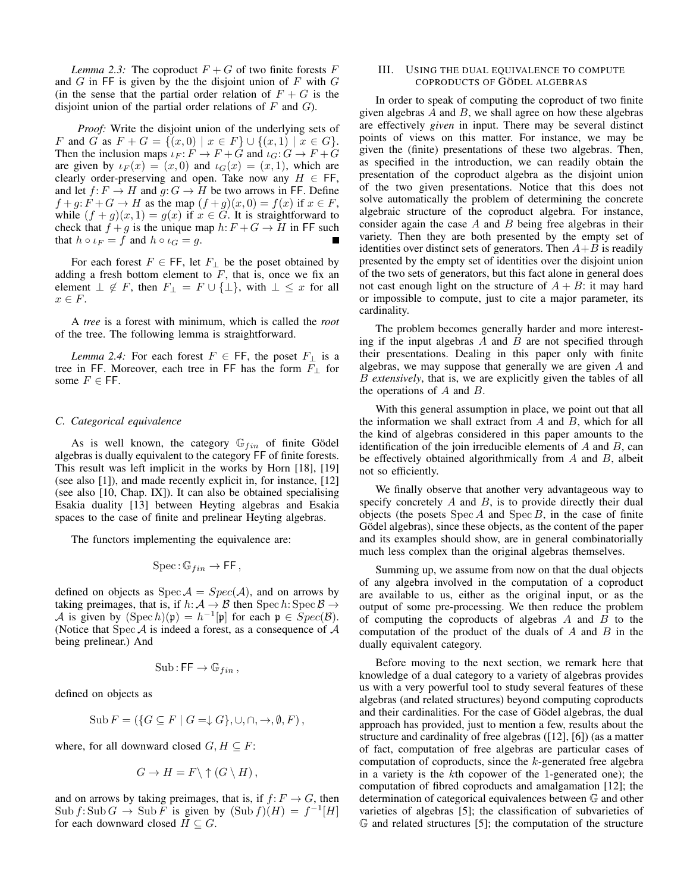*Lemma 2.3:* The coproduct $F + G$ of two finite forests $F$ and $G$ in $\mathsf{FF}$ is given by the the disjoint union of $F$ with $G$ (in the sense that the partial order relation of $F + G$ is the disjoint union of the partial order relations of $F$ and $G$).

*Proof:* Write the disjoint union of the underlying sets of $F$ and $G$ as $F + G = \{(x, 0) \mid x \in F\} \cup \{(x, 1) \mid x \in G\}$. Then the inclusion maps $\iota_F : F \to F + G$ and $\iota_G : G \to F + G$ are given by $\iota_F(x) = (x, 0)$ and $\iota_G(x) = (x, 1)$, which are clearly order-preserving and open. Take now any $H \in \mathsf{FF}$, and let $f : F \to H$ and $g : G \to H$ be two arrows in $\mathsf{FF}$. Define $f + g : F + G \to H$ as the map $(f + g)(x, 0) = f(x)$ if $x \in F$, while $(f + g)(x, 1) = g(x)$ if $x \in G$. It is straightforward to check that $f + g$ is the unique map $h : F + G \to H$ in $\mathsf{FF}$ such that $h \circ \iota_F = f$ and $h \circ \iota_G = g$. ∎

For each forest $F \in \mathsf{FF}$, let $F_\perp$ be the poset obtained by adding a fresh bottom element to $F$, that is, once we fix an element $\perp \notin F$, then $F_\perp = F \cup \{\perp\}$, with $\perp \leq x$ for all $x \in F$.

A *tree* is a forest with minimum, which is called the *root* of the tree. The following lemma is straightforward.

*Lemma 2.4:* For each forest $F \in \mathsf{FF}$, the poset $F_\perp$ is a tree in $\mathsf{FF}$. Moreover, each tree in $\mathsf{FF}$ has the form $F_\perp$ for some $F \in \mathsf{FF}$.

### C. Categorical equivalence

As is well known, the category $\mathbb{G}_{fin}$ of finite Gödel algebras is dually equivalent to the category $\mathsf{FF}$ of finite forests. This result was left implicit in the works by Horn [18], [19] (see also [1]), and made recently explicit in, for instance, [12] (see also [10, Chap. IX]). It can also be obtained specialising Esakia duality [13] between Heyting algebras and Esakia spaces to the case of finite and prelinear Heyting algebras.

The functors implementing the equivalence are:

$$\mathrm{Spec} : \mathbb{G}_{fin} \to \mathsf{FF}\,,$$

defined on objects as $\mathrm{Spec}\,\mathcal{A} = Spec(\mathcal{A})$, and on arrows by taking preimages, that is, if $h : \mathcal{A} \to \mathcal{B}$ then $\mathrm{Spec}\,h : \mathrm{Spec}\,\mathcal{B} \to \mathcal{A}$ is given by $(\mathrm{Spec}\,h)(\mathfrak{p}) = h^{-1}[\mathfrak{p}]$ for each $\mathfrak{p} \in Spec(\mathcal{B})$. (Notice that $\mathrm{Spec}\,\mathcal{A}$ is indeed a forest, as a consequence of $\mathcal{A}$ being prelinear.) And

$$\mathrm{Sub} : \mathsf{FF} \to \mathbb{G}_{fin}\,,$$

defined on objects as

$$\mathrm{Sub}\,F = (\{G \subseteq F \mid G = \downarrow G\}, \cup, \cap, \to, \emptyset, F)\,,$$

where, for all downward closed $G, H \subseteq F$:

$$G \to H = F \setminus \uparrow (G \setminus H)\,,$$

and on arrows by taking preimages, that is, if $f : F \to G$, then $\mathrm{Sub}\,f : \mathrm{Sub}\,G \to \mathrm{Sub}\,F$ is given by $(\mathrm{Sub}\,f)(H) = f^{-1}[H]$ for each downward closed $H \subseteq G$.

## III. Using the dual equivalence to compute coproducts of Gödel algebras

In order to speak of computing the coproduct of two finite given algebras $A$ and $B$, we shall agree on how these algebras are effectively *given* in input. There may be several distinct points of views on this matter. For instance, we may be given the (finite) presentations of these two algebras. Then, as specified in the introduction, we can readily obtain the presentation of the coproduct algebra as the disjoint union of the two given presentations. Notice that this does not solve automatically the problem of determining the concrete algebraic structure of the coproduct algebra. For instance, consider again the case $A$ and $B$ being free algebras in their variety. Then they are both presented by the empty set of identities over distinct sets of generators. Then $A+B$ is readily presented by the empty set of identities over the disjoint union of the two sets of generators, but this fact alone in general does not cast enough light on the structure of $A + B$: it may hard or impossible to compute, just to cite a major parameter, its cardinality.

The problem becomes generally harder and more interesting if the input algebras $A$ and $B$ are not specified through their presentations. Dealing in this paper only with finite algebras, we may suppose that generally we are given $A$ and $B$ *extensively*, that is, we are explicitly given the tables of all the operations of $A$ and $B$.

With this general assumption in place, we point out that all the information we shall extract from $A$ and $B$, which for all the kind of algebras considered in this paper amounts to the identification of the join irreducible elements of $A$ and $B$, can be effectively obtained algorithmically from $A$ and $B$, albeit not so efficiently.

We finally observe that another very advantageous way to specify concretely $A$ and $B$, is to provide directly their dual objects (the posets $\mathrm{Spec}\,A$ and $\mathrm{Spec}\,B$, in the case of finite Gödel algebras), since these objects, as the content of the paper and its examples should show, are in general combinatorially much less complex than the original algebras themselves.

Summing up, we assume from now on that the dual objects of any algebra involved in the computation of a coproduct are available to us, either as the original input, or as the output of some pre-processing. We then reduce the problem of computing the coproducts of algebras $A$ and $B$ to the computation of the product of the duals of $A$ and $B$ in the dually equivalent category.

Before moving to the next section, we remark here that knowledge of a dual category to a variety of algebras provides us with a very powerful tool to study several features of these algebras (and related structures) beyond computing coproducts and their cardinalities. For the case of Gödel algebras, the dual approach has provided, just to mention a few, results about the structure and cardinality of free algebras ([12], [6]) (as a matter of fact, computation of free algebras are particular cases of computation of coproducts, since the $k$-generated free algebra in a variety is the $k$th copower of the 1-generated one); the computation of fibred coproducts and amalgamation [12]; the determination of categorical equivalences between $\mathbb{G}$ and other varieties of algebras [5]; the classification of subvarieties of $\mathbb{G}$ and related structures [5]; the computation of the structure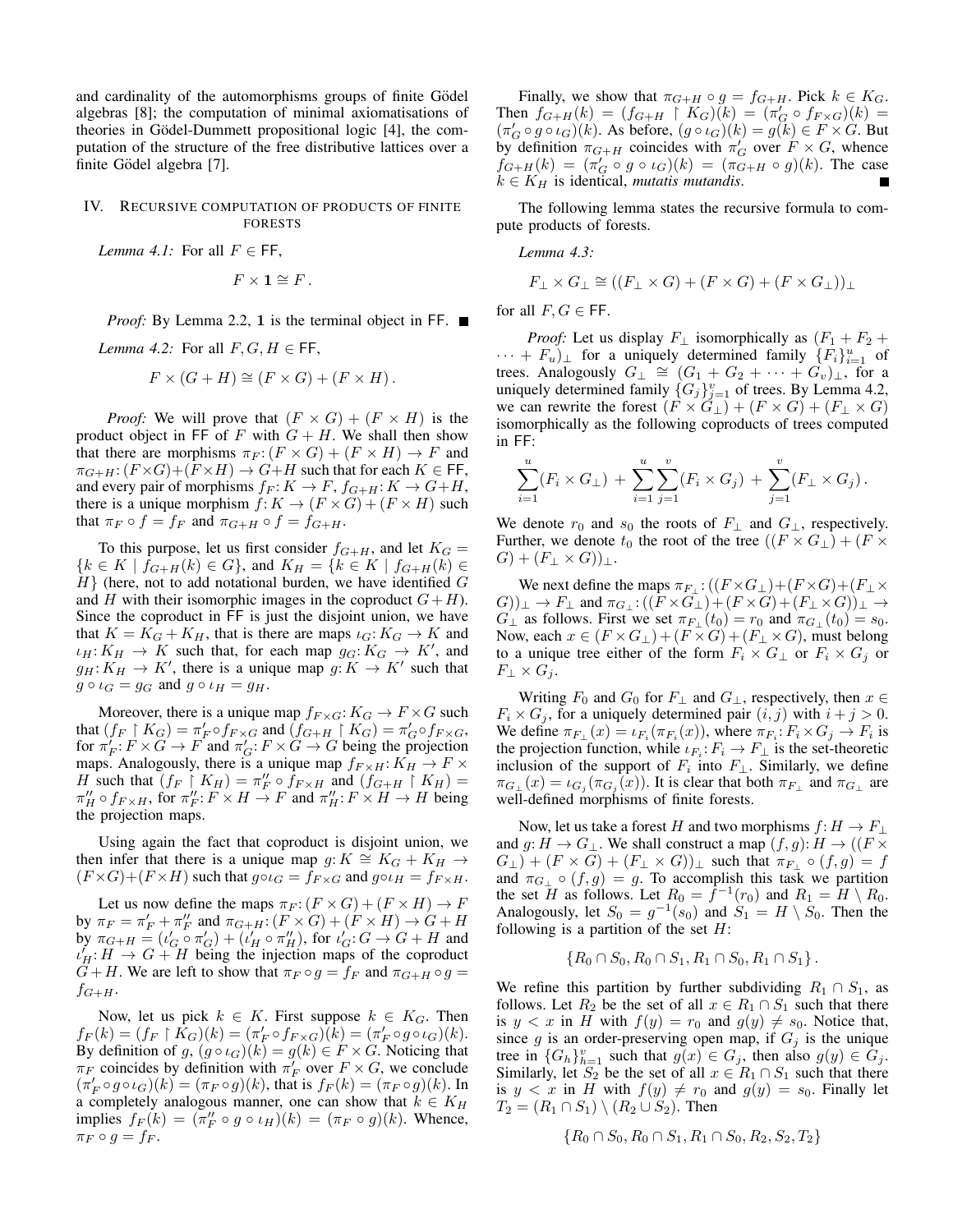and cardinality of the automorphisms groups of finite Gödel algebras [8]; the computation of minimal axiomatisations of theories in Gödel-Dummett propositional logic [4], the computation of the structure of the free distributive lattices over a finite Gödel algebra [7].

## IV. Recursive computation of products of finite forests

*Lemma 4.1:* For all $F \in \mathsf{FF}$,

$$F \times \mathbf{1} \cong F\,.$$

*Proof:* By Lemma 2.2, $\mathbf{1}$ is the terminal object in $\mathsf{FF}$. ∎

*Lemma 4.2:* For all $F, G, H \in \mathsf{FF}$,

$$F \times (G + H) \cong (F \times G) + (F \times H)\,.$$

*Proof:* We will prove that $(F \times G) + (F \times H)$ is the product object in $\mathsf{FF}$ of $F$ with $G + H$. We shall then show that there are morphisms $\pi_F\colon (F \times G) + (F \times H) \to F$ and $\pi_{G+H}\colon (F \times G) + (F \times H) \to G + H$ such that for each $K \in \mathsf{FF}$, and every pair of morphisms $f_F\colon K \to F$, $f_{G+H}\colon K \to G+H$, there is a unique morphism $f\colon K \to (F \times G) + (F \times H)$ such that $\pi_F \circ f = f_F$ and $\pi_{G+H} \circ f = f_{G+H}$.

To this purpose, let us first consider $f_{G+H}$, and let $K_G = \{k \in K \mid f_{G+H}(k) \in G\}$, and $K_H = \{k \in K \mid f_{G+H}(k) \in H\}$ (here, not to add notational burden, we have identified $G$ and $H$ with their isomorphic images in the coproduct $G + H$). Since the coproduct in $\mathsf{FF}$ is just the disjoint union, we have that $K = K_G + K_H$, that is there are maps $\iota_G\colon K_G \to K$ and $\iota_H\colon K_H \to K$ such that, for each map $g_G\colon K_G \to K'$, and $g_H\colon K_H \to K'$, there is a unique map $g\colon K \to K'$ such that $g \circ \iota_G = g_G$ and $g \circ \iota_H = g_H$.

Moreover, there is a unique map $f_{F\times G}\colon K_G \to F \times G$ such that $(f_F \restriction K_G) = \pi'_F \circ f_{F\times G}$ and $(f_{G+H} \restriction K_G) = \pi'_G \circ f_{F\times G}$, for $\pi'_F\colon F \times G \to F$ and $\pi'_G\colon F \times G \to G$ being the projection maps. Analogously, there is a unique map $f_{F\times H}\colon K_H \to F \times H$ such that $(f_F \restriction K_H) = \pi''_F \circ f_{F\times H}$ and $(f_{G+H} \restriction K_H) = \pi''_H \circ f_{F\times H}$, for $\pi''_F\colon F \times H \to F$ and $\pi''_H\colon F \times H \to H$ being the projection maps.

Using again the fact that coproduct is disjoint union, we then infer that there is a unique map $g\colon K \cong K_G + K_H \to (F\times G)+(F\times H)$ such that $g\circ\iota_G = f_{F\times G}$ and $g\circ\iota_H = f_{F\times H}$.

Let us now define the maps $\pi_F\colon (F \times G) + (F \times H) \to F$ by $\pi_F = \pi'_F + \pi''_F$ and $\pi_{G+H}\colon (F \times G) + (F \times H) \to G + H$ by $\pi_{G+H} = (\iota'_G \circ \pi'_G) + (\iota'_H \circ \pi''_H)$, for $\iota'_G\colon G \to G + H$ and $\iota'_H\colon H \to G + H$ being the injection maps of the coproduct $G + H$. We are left to show that $\pi_F \circ g = f_F$ and $\pi_{G+H} \circ g = f_{G+H}$.

Now, let us pick $k \in K$. First suppose $k \in K_G$. Then $f_F(k) = (f_F \restriction K_G)(k) = (\pi'_F \circ f_{F\times G})(k) = (\pi'_F \circ g \circ \iota_G)(k)$. By definition of $g$, $(g \circ \iota_G)(k) = g(k) \in F \times G$. Noticing that $\pi_F$ coincides by definition with $\pi'_F$ over $F \times G$, we conclude $(\pi'_F \circ g \circ \iota_G)(k) = (\pi_F \circ g)(k)$, that is $f_F(k) = (\pi_F \circ g)(k)$. In a completely analogous manner, one can show that $k \in K_H$ implies $f_F(k) = (\pi''_F \circ g \circ \iota_H)(k) = (\pi_F \circ g)(k)$. Whence, $\pi_F \circ g = f_F$.

Finally, we show that $\pi_{G+H} \circ g = f_{G+H}$. Pick $k \in K_G$. Then $f_{G+H}(k) = (f_{G+H} \restriction K_G)(k) = (\pi'_G \circ f_{F\times G})(k) = (\pi'_G \circ g \circ \iota_G)(k)$. As before, $(g \circ \iota_G)(k) = g(k) \in F \times G$. But by definition $\pi_{G+H}$ coincides with $\pi'_G$ over $F \times G$, whence $f_{G+H}(k) = (\pi'_G \circ g \circ \iota_G)(k) = (\pi_{G+H} \circ g)(k)$. The case $k \in K_H$ is identical, *mutatis mutandis*. ∎

The following lemma states the recursive formula to compute products of forests.

*Lemma 4.3:*

$$F_\perp \times G_\perp \cong ((F_\perp \times G) + (F \times G) + (F \times G_\perp))_\perp$$

for all $F, G \in \mathsf{FF}$.

*Proof:* Let us display $F_\perp$ isomorphically as $(F_1 + F_2 + \cdots + F_u)_\perp$ for a uniquely determined family $\{F_i\}_{i=1}^u$ of trees. Analogously $G_\perp \cong (G_1 + G_2 + \cdots + G_v)_\perp$, for a uniquely determined family $\{G_j\}_{j=1}^v$ of trees. By Lemma 4.2, we can rewrite the forest $(F \times G_\perp) + (F \times G) + (F_\perp \times G)$ isomorphically as the following coproducts of trees computed in $\mathsf{FF}$:

$$\sum_{i=1}^{u}(F_i \times G_\perp) \,+\, \sum_{i=1}^{u}\sum_{j=1}^{v}(F_i \times G_j) \,+\, \sum_{j=1}^{v}(F_\perp \times G_j)\,.$$

We denote $r_0$ and $s_0$ the roots of $F_\perp$ and $G_\perp$, respectively. Further, we denote $t_0$ the root of the tree $((F \times G_\perp) + (F \times G) + (F_\perp \times G))_\perp$.

We next define the maps $\pi_{F_\perp}\colon ((F\times G_\perp)+(F\times G)+(F_\perp\times G))_\perp \to F_\perp$ and $\pi_{G_\perp}\colon ((F\times G_\perp)+(F\times G)+(F_\perp\times G))_\perp \to G_\perp$ as follows. First we set $\pi_{F_\perp}(t_0) = r_0$ and $\pi_{G_\perp}(t_0) = s_0$. Now, each $x \in (F\times G_\perp)+(F\times G)+(F_\perp\times G)$, must belong to a unique tree either of the form $F_i \times G_\perp$ or $F_i \times G_j$ or $F_\perp \times G_j$.

Writing $F_0$ and $G_0$ for $F_\perp$ and $G_\perp$, respectively, then $x \in F_i \times G_j$, for a uniquely determined pair $(i, j)$ with $i + j > 0$. We define $\pi_{F_\perp}(x) = \iota_{F_i}(\pi_{F_i}(x))$, where $\pi_{F_i}\colon F_i \times G_j \to F_i$ is the projection function, while $\iota_{F_i}\colon F_i \to F_\perp$ is the set-theoretic inclusion of the support of $F_i$ into $F_\perp$. Similarly, we define $\pi_{G_\perp}(x) = \iota_{G_j}(\pi_{G_j}(x))$. It is clear that both $\pi_{F_\perp}$ and $\pi_{G_\perp}$ are well-defined morphisms of finite forests.

Now, let us take a forest $H$ and two morphisms $f\colon H \to F_\perp$ and $g\colon H \to G_\perp$. We shall construct a map $(f, g)\colon H \to ((F \times G_\perp) + (F \times G) + (F_\perp \times G))_\perp$ such that $\pi_{F_\perp} \circ (f, g) = f$ and $\pi_{G_\perp} \circ (f, g) = g$. To accomplish this task we partition the set $H$ as follows. Let $R_0 = f^{-1}(r_0)$ and $R_1 = H \setminus R_0$. Analogously, let $S_0 = g^{-1}(s_0)$ and $S_1 = H \setminus S_0$. Then the following is a partition of the set $H$:

$$\{R_0 \cap S_0, R_0 \cap S_1, R_1 \cap S_0, R_1 \cap S_1\}\,.$$

We refine this partition by further subdividing $R_1 \cap S_1$, as follows. Let $R_2$ be the set of all $x \in R_1 \cap S_1$ such that there is $y < x$ in $H$ with $f(y) = r_0$ and $g(y) \neq s_0$. Notice that, since $g$ is an order-preserving open map, if $G_j$ is the unique tree in $\{G_h\}_{h=1}^v$ such that $g(x) \in G_j$, then also $g(y) \in G_j$. Similarly, let $S_2$ be the set of all $x \in R_1 \cap S_1$ such that there is $y < x$ in $H$ with $f(y) \neq r_0$ and $g(y) = s_0$. Finally let $T_2 = (R_1 \cap S_1) \setminus (R_2 \cup S_2)$. Then

$$\{R_0 \cap S_0, R_0 \cap S_1, R_1 \cap S_0, R_2, S_2, T_2\}$$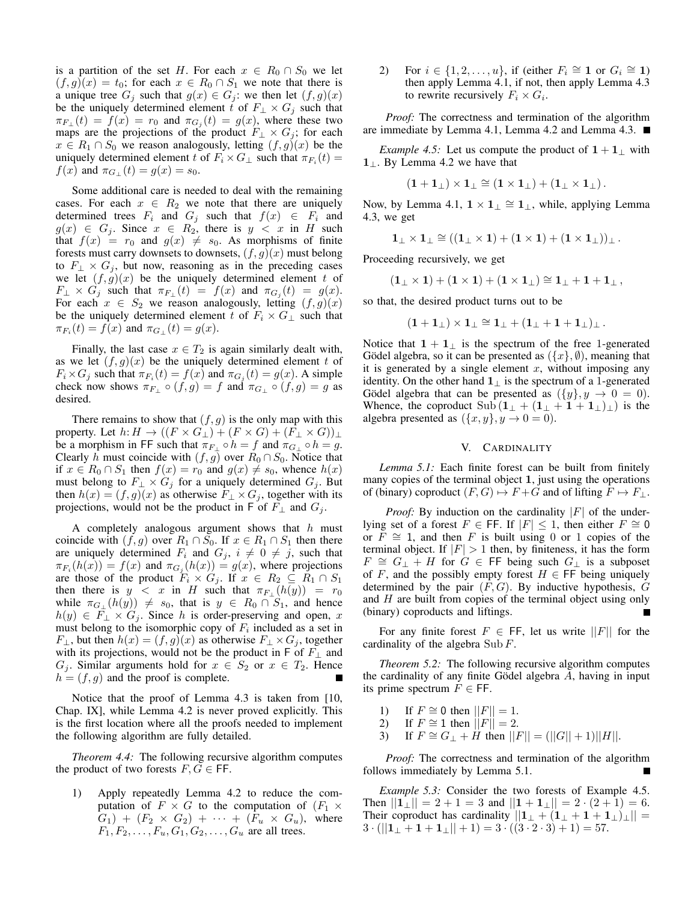is a partition of the set $H$. For each $x \in R_0 \cap S_0$ we let $(f,g)(x) = t_0$; for each $x \in R_0 \cap S_1$ we note that there is a unique tree $G_j$ such that $g(x) \in G_j$: we then let $(f,g)(x)$ be the uniquely determined element $t$ of $F_\perp \times G_j$ such that $\pi_{F_\perp}(t) = f(x) = r_0$ and $\pi_{G_j}(t) = g(x)$, where these two maps are the projections of the product $F_\perp \times G_j$; for each $x \in R_1 \cap S_0$ we reason analogously, letting $(f,g)(x)$ be the uniquely determined element $t$ of $F_i \times G_\perp$ such that $\pi_{F_i}(t) = f(x)$ and $\pi_{G_\perp}(t) = g(x) = s_0$.

Some additional care is needed to deal with the remaining cases. For each $x \in R_2$ we note that there are uniquely determined trees $F_i$ and $G_j$ such that $f(x) \in F_i$ and $g(x) \in G_j$. Since $x \in R_2$, there is $y < x$ in $H$ such that $f(x) = r_0$ and $g(x) \neq s_0$. As morphisms of finite forests must carry downsets to downsets, $(f,g)(x)$ must belong to $F_\perp \times G_j$, but now, reasoning as in the preceding cases we let $(f,g)(x)$ be the uniquely determined element $t$ of $F_\perp \times G_j$ such that $\pi_{F_\perp}(t) = f(x)$ and $\pi_{G_j}(t) = g(x)$. For each $x \in S_2$ we reason analogously, letting $(f,g)(x)$ be the uniquely determined element $t$ of $F_i \times G_\perp$ such that $\pi_{F_i}(t) = f(x)$ and $\pi_{G_\perp}(t) = g(x)$.

Finally, the last case $x \in T_2$ is again similarly dealt with, as we let $(f,g)(x)$ be the uniquely determined element $t$ of $F_i \times G_j$ such that $\pi_{F_i}(t) = f(x)$ and $\pi_{G_j}(t) = g(x)$. A simple check now shows $\pi_{F_\perp} \circ (f,g) = f$ and $\pi_{G_\perp} \circ (f,g) = g$ as desired.

There remains to show that $(f,g)$ is the only map with this property. Let $h\colon H \to ((F \times G_\perp) + (F \times G) + (F_\perp \times G))_\perp$ be a morphism in $\mathsf{FF}$ such that $\pi_{F_\perp} \circ h = f$ and $\pi_{G_\perp} \circ h = g$. Clearly $h$ must coincide with $(f,g)$ over $R_0 \cap S_0$. Notice that if $x \in R_0 \cap S_1$ then $f(x) = r_0$ and $g(x) \neq s_0$, whence $h(x)$ must belong to $F_\perp \times G_j$ for a uniquely determined $G_j$. But then $h(x) = (f,g)(x)$ as otherwise $F_\perp \times G_j$, together with its projections, would not be the product in $\mathsf{F}$ of $F_\perp$ and $G_j$.

A completely analogous argument shows that $h$ must coincide with $(f,g)$ over $R_1 \cap S_0$. If $x \in R_1 \cap S_1$ then there are uniquely determined $F_i$ and $G_j$, $i \neq 0 \neq j$, such that $\pi_{F_i}(h(x)) = f(x)$ and $\pi_{G_j}(h(x)) = g(x)$, where projections are those of the product $F_i \times G_j$. If $x \in R_2 \subseteq R_1 \cap S_1$ then there is $y < x$ in $H$ such that $\pi_{F_\perp}(h(y)) = r_0$ while $\pi_{G_\perp}(h(y)) \neq s_0$, that is $y \in R_0 \cap S_1$, and hence $h(y) \in F_\perp \times G_j$. Since $h$ is order-preserving and open, $x$ must belong to the isomorphic copy of $F_i$ included as a set in $F_\perp$, but then $h(x) = (f,g)(x)$ as otherwise $F_\perp \times G_j$, together with its projections, would not be the product in $\mathsf{F}$ of $F_\perp$ and $G_j$. Similar arguments hold for $x \in S_2$ or $x \in T_2$. Hence $h = (f,g)$ and the proof is complete. ∎

Notice that the proof of Lemma 4.3 is taken from [10, Chap. IX], while Lemma 4.2 is never proved explicitly. This is the first location where all the proofs needed to implement the following algorithm are fully detailed.

*Theorem 4.4:* The following recursive algorithm computes the product of two forests $F, G \in \mathsf{FF}$.

1) Apply repeatedly Lemma 4.2 to reduce the computation of $F \times G$ to the computation of $(F_1 \times G_1) + (F_2 \times G_2) + \cdots + (F_u \times G_u)$, where $F_1, F_2, \ldots, F_u, G_1, G_2, \ldots, G_u$ are all trees.
2) For $i \in \{1, 2, \ldots, u\}$, if (either $F_i \cong \mathbf{1}$ or $G_i \cong \mathbf{1}$) then apply Lemma 4.1, if not, then apply Lemma 4.3 to rewrite recursively $F_i \times G_i$.

*Proof:* The correctness and termination of the algorithm are immediate by Lemma 4.1, Lemma 4.2 and Lemma 4.3. ∎

*Example 4.5:* Let us compute the product of $\mathbf{1} + \mathbf{1}_\perp$ with $\mathbf{1}_\perp$. By Lemma 4.2 we have that

$$(\mathbf{1} + \mathbf{1}_\perp) \times \mathbf{1}_\perp \cong (\mathbf{1} \times \mathbf{1}_\perp) + (\mathbf{1}_\perp \times \mathbf{1}_\perp).$$

Now, by Lemma 4.1, $\mathbf{1} \times \mathbf{1}_\perp \cong \mathbf{1}_\perp$, while, applying Lemma 4.3, we get

$$\mathbf{1}_\perp \times \mathbf{1}_\perp \cong ((\mathbf{1}_\perp \times \mathbf{1}) + (\mathbf{1} \times \mathbf{1}) + (\mathbf{1} \times \mathbf{1}_\perp))_\perp.$$

Proceeding recursively, we get

$$(\mathbf{1}_\perp \times \mathbf{1}) + (\mathbf{1} \times \mathbf{1}) + (\mathbf{1} \times \mathbf{1}_\perp) \cong \mathbf{1}_\perp + \mathbf{1} + \mathbf{1}_\perp,$$

so that, the desired product turns out to be

$$(\mathbf{1} + \mathbf{1}_\perp) \times \mathbf{1}_\perp \cong \mathbf{1}_\perp + (\mathbf{1}_\perp + \mathbf{1} + \mathbf{1}_\perp)_\perp.$$

Notice that $\mathbf{1} + \mathbf{1}_\perp$ is the spectrum of the free 1-generated Gödel algebra, so it can be presented as $(\{x\}, \emptyset)$, meaning that it is generated by a single element $x$, without imposing any identity. On the other hand $\mathbf{1}_\perp$ is the spectrum of a 1-generated Gödel algebra that can be presented as $(\{y\}, y \to 0 = 0)$. Whence, the coproduct $\mathrm{Sub}\,(\mathbf{1}_\perp + (\mathbf{1}_\perp + \mathbf{1} + \mathbf{1}_\perp)_\perp)$ is the algebra presented as $(\{x, y\}, y \to 0 = 0)$.

## V. Cardinality

*Lemma 5.1:* Each finite forest can be built from finitely many copies of the terminal object $\mathbf{1}$, just using the operations of (binary) coproduct $(F, G) \mapsto F + G$ and of lifting $F \mapsto F_\perp$.

*Proof:* By induction on the cardinality $|F|$ of the underlying set of a forest $F \in \mathsf{FF}$. If $|F| \leq 1$, then either $F \cong \mathsf{0}$ or $F \cong \mathbf{1}$, and then $F$ is built using 0 or 1 copies of the terminal object. If $|F| > 1$ then, by finiteness, it has the form $F \cong G_\perp + H$ for $G \in \mathsf{FF}$ being such $G_\perp$ is a subposet of $F$, and the possibly empty forest $H \in \mathsf{FF}$ being uniquely determined by the pair $(F, G)$. By inductive hypothesis, $G$ and $H$ are built from copies of the terminal object using only (binary) coproducts and liftings. ∎

For any finite forest $F \in \mathsf{FF}$, let us write $||F||$ for the cardinality of the algebra $\mathrm{Sub}\,F$.

*Theorem 5.2:* The following recursive algorithm computes the cardinality of any finite Gödel algebra $A$, having in input its prime spectrum $F \in \mathsf{FF}$.

1) If $F \cong \mathsf{0}$ then $||F|| = 1$.
2) If $F \cong \mathbf{1}$ then $||F|| = 2$.
3) If $F \cong G_\perp + H$ then $||F|| = (||G|| + 1)||H||$.

*Proof:* The correctness and termination of the algorithm follows immediately by Lemma 5.1. ∎

*Example 5.3:* Consider the two forests of Example 4.5. Then $||\mathbf{1}_\perp|| = 2 + 1 = 3$ and $||\mathbf{1} + \mathbf{1}_\perp|| = 2 \cdot (2 + 1) = 6$. Their coproduct has cardinality $||\mathbf{1}_\perp + (\mathbf{1}_\perp + \mathbf{1} + \mathbf{1}_\perp)_\perp|| = 3 \cdot (||\mathbf{1}_\perp + \mathbf{1} + \mathbf{1}_\perp|| + 1) = 3 \cdot ((3 \cdot 2 \cdot 3) + 1) = 57$.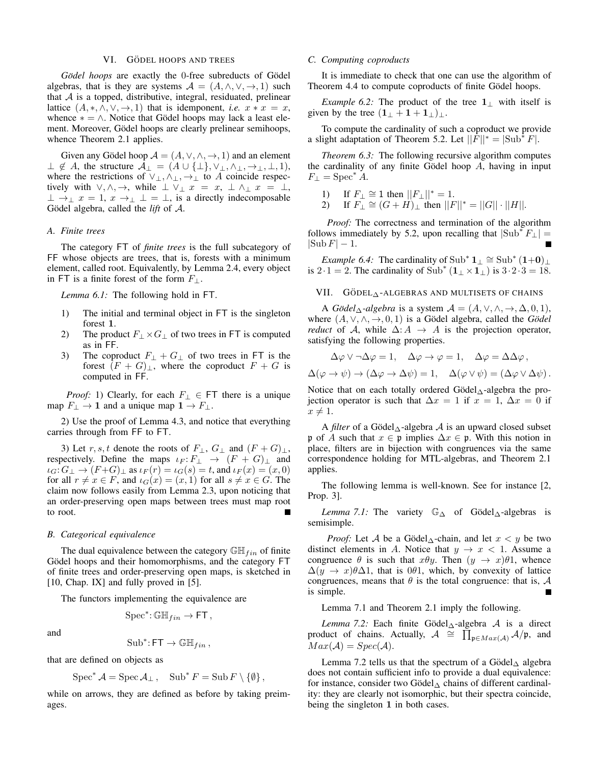## VI. Gödel hoops and trees

*Gödel hoops* are exactly the 0-free subreducts of Gödel algebras, that is they are systems $\mathcal{A} = (A, \wedge, \vee, \rightarrow, 1)$ such that $\mathcal{A}$ is a topped, distributive, integral, residuated, prelinear lattice $(A, *, \wedge, \vee, \rightarrow, 1)$ that is idempotent, *i.e.* $x * x = x$, whence $* = \wedge$. Notice that Gödel hoops may lack a least element. Moreover, Gödel hoops are clearly prelinear semihoops, whence Theorem 2.1 applies.

Given any Gödel hoop $\mathcal{A} = (A, \vee, \wedge, \rightarrow, 1)$ and an element $\bot \notin A$, the structure $\mathcal{A}_\bot = (A \cup \{\bot\}, \vee_\bot, \wedge_\bot, \rightarrow_\bot, \bot, 1)$, where the restrictions of $\vee_\bot, \wedge_\bot, \rightarrow_\bot$ to $A$ coincide respectively with $\vee, \wedge, \rightarrow$, while $\bot \vee_\bot x = x$, $\bot \wedge_\bot x = \bot$, $\bot \rightarrow_\bot x = 1$, $x \rightarrow_\bot \bot = \bot$, is a directly indecomposable Gödel algebra, called the *lift* of $\mathcal{A}$.

### A. Finite trees

The category $\mathsf{FT}$ of *finite trees* is the full subcategory of $\mathsf{FF}$ whose objects are trees, that is, forests with a minimum element, called root. Equivalently, by Lemma 2.4, every object in $\mathsf{FT}$ is a finite forest of the form $F_\bot$.

*Lemma 6.1:* The following hold in $\mathsf{FT}$.

1) The initial and terminal object in $\mathsf{FT}$ is the singleton forest $\mathbf{1}$.
2) The product $F_\bot \times G_\bot$ of two trees in $\mathsf{FT}$ is computed as in $\mathsf{FF}$.
3) The coproduct $F_\bot + G_\bot$ of two trees in $\mathsf{FT}$ is the forest $(F + G)_\bot$, where the coproduct $F + G$ is computed in $\mathsf{FF}$.

*Proof:* 1) Clearly, for each $F_\bot \in \mathsf{FT}$ there is a unique map $F_\bot \rightarrow \mathbf{1}$ and a unique map $\mathbf{1} \rightarrow F_\bot$.

2) Use the proof of Lemma 4.3, and notice that everything carries through from $\mathsf{FF}$ to $\mathsf{FT}$.

3) Let $r, s, t$ denote the roots of $F_\bot$, $G_\bot$ and $(F + G)_\bot$, respectively. Define the maps $\iota_F\colon F_\bot \rightarrow (F + G)_\bot$ and $\iota_G\colon G_\bot \rightarrow (F{+}G)_\bot$ as $\iota_F(r) = \iota_G(s) = t$, and $\iota_F(x) = (x, 0)$ for all $r \neq x \in F$, and $\iota_G(x) = (x, 1)$ for all $s \neq x \in G$. The claim now follows easily from Lemma 2.3, upon noticing that an order-preserving open maps between trees must map root to root. ∎

### B. Categorical equivalence

The dual equivalence between the category $\mathbb{GH}_{fin}$ of finite Gödel hoops and their homomorphisms, and the category $\mathsf{FT}$ of finite trees and order-preserving open maps, is sketched in [10, Chap. IX] and fully proved in [5].

The functors implementing the equivalence are

$$\mathrm{Spec}^*\colon \mathbb{GH}_{fin} \rightarrow \mathsf{FT}\,,$$

and

$$\mathrm{Sub}^*\colon \mathsf{FT} \rightarrow \mathbb{GH}_{fin}\,,$$

that are defined on objects as

$$\mathrm{Spec}^*\,\mathcal{A} = \mathrm{Spec}\,\mathcal{A}_\bot\,, \quad \mathrm{Sub}^*\,F = \mathrm{Sub}\,F \setminus \{\emptyset\}\,,$$

while on arrows, they are defined as before by taking preimages.

### C. Computing coproducts

It is immediate to check that one can use the algorithm of Theorem 4.4 to compute coproducts of finite Gödel hoops.

*Example 6.2:* The product of the tree $\mathbf{1}_\bot$ with itself is given by the tree $(\mathbf{1}_\bot + \mathbf{1} + \mathbf{1}_\bot)_\bot$.

To compute the cardinality of such a coproduct we provide a slight adaptation of Theorem 5.2. Let $||F||^* = |\mathrm{Sub}^*\,F|$.

*Theorem 6.3:* The following recursive algorithm computes the cardinality of any finite Gödel hoop $A$, having in input $F_\bot = \mathrm{Spec}^*\,A$.

1) If $F_\bot \cong \mathbf{1}$ then $||F_\bot||^* = 1$.
2) If $F_\bot \cong (G + H)_\bot$ then $||F||^* = ||G|| \cdot ||H||$.

*Proof:* The correctness and termination of the algorithm follows immediately by 5.2, upon recalling that $|\mathrm{Sub}^*\,F_\bot| = |\mathrm{Sub}\,F| - 1$. ∎

*Example 6.4:* The cardinality of $\mathrm{Sub}^*\,\mathbf{1}_\bot \cong \mathrm{Sub}^*\,(\mathbf{1}{+}\mathbf{0})_\bot$ is $2 \cdot 1 = 2$. The cardinality of $\mathrm{Sub}^*\,(\mathbf{1}_\bot \times \mathbf{1}_\bot)$ is $3 \cdot 2 \cdot 3 = 18$.

## VII. Gödel$_\Delta$-algebras and multisets of chains

A *Gödel$_\Delta$-algebra* is a system $\mathcal{A} = (A, \vee, \wedge, \rightarrow, \Delta, 0, 1)$, where $(A, \vee, \wedge, \rightarrow, 0, 1)$ is a Gödel algebra, called the *Gödel reduct* of $\mathcal{A}$, while $\Delta\colon A \rightarrow A$ is the projection operator, satisfying the following properties.

$$\Delta\varphi \vee \neg\Delta\varphi = 1, \quad \Delta\varphi \rightarrow \varphi = 1, \quad \Delta\varphi = \Delta\Delta\varphi\,,$$

$$\Delta(\varphi \rightarrow \psi) \rightarrow (\Delta\varphi \rightarrow \Delta\psi) = 1, \quad \Delta(\varphi \vee \psi) = (\Delta\varphi \vee \Delta\psi)\,.$$

Notice that on each totally ordered Gödel$_\Delta$-algebra the projection operator is such that $\Delta x = 1$ if $x = 1$, $\Delta x = 0$ if $x \neq 1$.

A *filter* of a Gödel$_\Delta$-algebra $\mathcal{A}$ is an upward closed subset $\mathfrak{p}$ of $A$ such that $x \in \mathfrak{p}$ implies $\Delta x \in \mathfrak{p}$. With this notion in place, filters are in bijection with congruences via the same correspondence holding for MTL-algebras, and Theorem 2.1 applies.

The following lemma is well-known. See for instance [2, Prop. 3].

*Lemma 7.1:* The variety $\mathbb{G}_\Delta$ of Gödel$_\Delta$-algebras is semisimple.

*Proof:* Let $\mathcal{A}$ be a Gödel$_\Delta$-chain, and let $x < y$ be two distinct elements in $A$. Notice that $y \rightarrow x < 1$. Assume a congruence $\theta$ is such that $x\theta y$. Then $(y \rightarrow x)\theta 1$, whence $\Delta(y \rightarrow x)\theta\Delta 1$, that is $0\theta 1$, which, by convexity of lattice congruences, means that $\theta$ is the total congruence: that is, $\mathcal{A}$ is simple. ∎

Lemma 7.1 and Theorem 2.1 imply the following.

*Lemma 7.2:* Each finite Gödel$_\Delta$-algebra $\mathcal{A}$ is a direct product of chains. Actually, $\mathcal{A} \cong \prod_{\mathfrak{p} \in Max(\mathcal{A})} \mathcal{A}/\mathfrak{p}$, and $Max(\mathcal{A}) = Spec(\mathcal{A})$.

Lemma 7.2 tells us that the spectrum of a Gödel$_\Delta$ algebra does not contain sufficient info to provide a dual equivalence: for instance, consider two Gödel$_\Delta$ chains of different cardinality: they are clearly not isomorphic, but their spectra coincide, being the singleton $\mathbf{1}$ in both cases.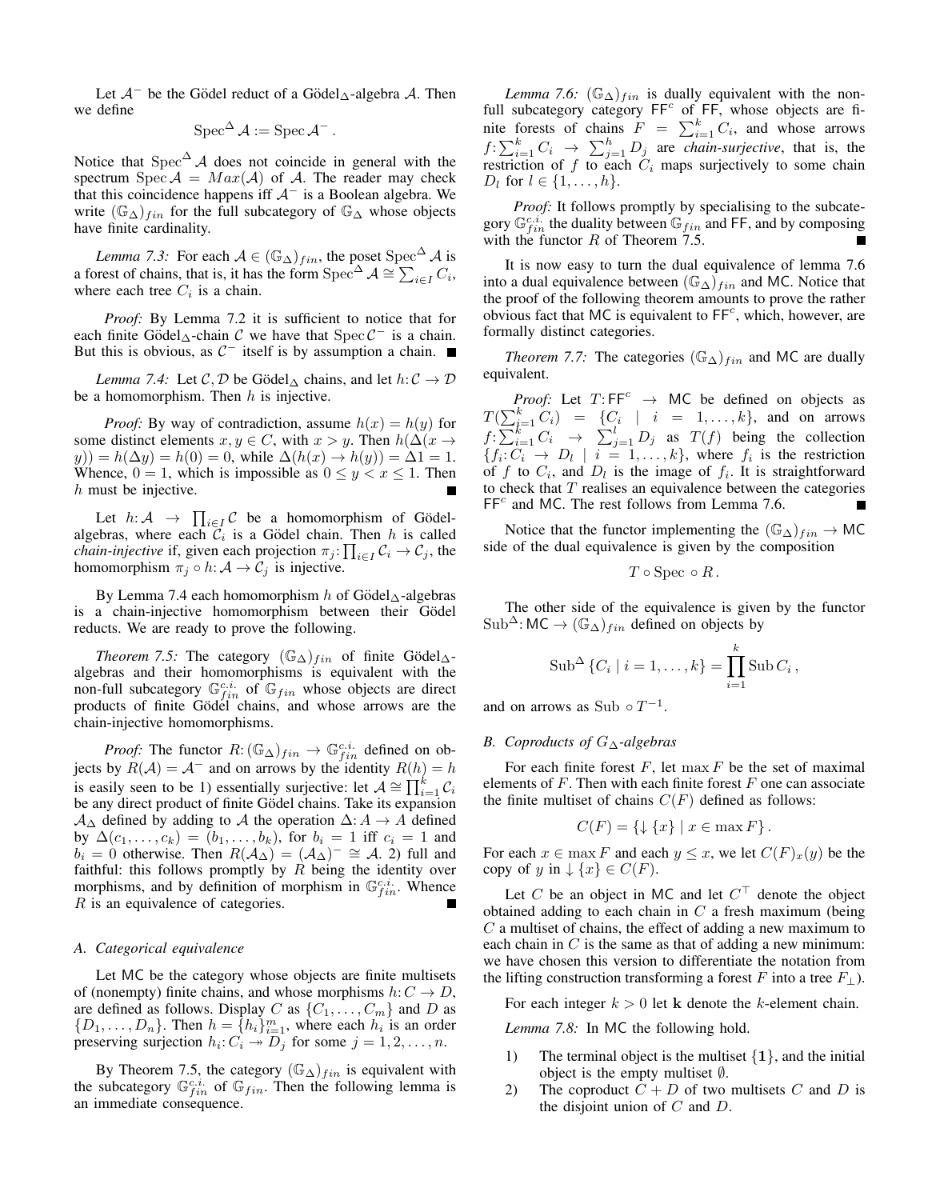Let $\mathcal{A}^-$ be the Gödel reduct of a Gödel$_\Delta$-algebra $\mathcal{A}$. Then we define

$$\mathrm{Spec}^\Delta \mathcal{A} := \mathrm{Spec}\, \mathcal{A}^- .$$

Notice that $\mathrm{Spec}^\Delta \mathcal{A}$ does not coincide in general with the spectrum $\mathrm{Spec}\, \mathcal{A} = Max(\mathcal{A})$ of $\mathcal{A}$. The reader may check that this coincidence happens iff $\mathcal{A}^-$ is a Boolean algebra. We write $(\mathbb{G}_\Delta)_{fin}$ for the full subcategory of $\mathbb{G}_\Delta$ whose objects have finite cardinality.

*Lemma 7.3:* For each $\mathcal{A} \in (\mathbb{G}_\Delta)_{fin}$, the poset $\mathrm{Spec}^\Delta \mathcal{A}$ is a forest of chains, that is, it has the form $\mathrm{Spec}^\Delta \mathcal{A} \cong \sum_{i \in I} C_i$, where each tree $C_i$ is a chain.

*Proof:* By Lemma 7.2 it is sufficient to notice that for each finite Gödel$_\Delta$-chain $\mathcal{C}$ we have that $\mathrm{Spec}\, \mathcal{C}^-$ is a chain. But this is obvious, as $\mathcal{C}^-$ itself is by assumption a chain. ∎

*Lemma 7.4:* Let $\mathcal{C}, \mathcal{D}$ be Gödel$_\Delta$ chains, and let $h\colon \mathcal{C} \to \mathcal{D}$ be a homomorphism. Then $h$ is injective.

*Proof:* By way of contradiction, assume $h(x) = h(y)$ for some distinct elements $x, y \in C$, with $x > y$. Then $h(\Delta(x \to y)) = h(\Delta y) = h(0) = 0$, while $\Delta(h(x) \to h(y)) = \Delta 1 = 1$. Whence, $0 = 1$, which is impossible as $0 \le y < x \le 1$. Then $h$ must be injective. ∎

Let $h\colon \mathcal{A} \to \prod_{i \in I} \mathcal{C}$ be a homomorphism of Gödel-algebras, where each $\mathcal{C}_i$ is a Gödel chain. Then $h$ is called *chain-injective* if, given each projection $\pi_j\colon \prod_{i \in I} \mathcal{C}_i \to \mathcal{C}_j$, the homomorphism $\pi_j \circ h\colon \mathcal{A} \to \mathcal{C}_j$ is injective.

By Lemma 7.4 each homomorphism $h$ of Gödel$_\Delta$-algebras is a chain-injective homomorphism between their Gödel reducts. We are ready to prove the following.

*Theorem 7.5:* The category $(\mathbb{G}_\Delta)_{fin}$ of finite Gödel$_\Delta$-algebras and their homomorphisms is equivalent with the non-full subcategory $\mathbb{G}^{c.i.}_{fin}$ of $\mathbb{G}_{fin}$ whose objects are direct products of finite Gödel chains, and whose arrows are the chain-injective homomorphisms.

*Proof:* The functor $R\colon (\mathbb{G}_\Delta)_{fin} \to \mathbb{G}^{c.i.}_{fin}$ defined on objects by $R(\mathcal{A}) = \mathcal{A}^-$ and on arrows by the identity $R(h) = h$ is easily seen to be 1) essentially surjective: let $\mathcal{A} \cong \prod_{i=1}^k \mathcal{C}_i$ be any direct product of finite Gödel chains. Take its expansion $\mathcal{A}_\Delta$ defined by adding to $\mathcal{A}$ the operation $\Delta\colon A \to A$ defined by $\Delta(c_1, \dots, c_k) = (b_1, \dots, b_k)$, for $b_i = 1$ iff $c_i = 1$ and $b_i = 0$ otherwise. Then $R(\mathcal{A}_\Delta) = (\mathcal{A}_\Delta)^- \cong \mathcal{A}$. 2) full and faithful: this follows promptly by $R$ being the identity over morphisms, and by definition of morphism in $\mathbb{G}^{c.i.}_{fin}$. Whence $R$ is an equivalence of categories. ∎

### A. Categorical equivalence

Let $\mathsf{MC}$ be the category whose objects are finite multisets of (nonempty) finite chains, and whose morphisms $h\colon C \to D$, are defined as follows. Display $C$ as $\{C_1, \dots, C_m\}$ and $D$ as $\{D_1, \dots, D_n\}$. Then $h = \{h_i\}_{i=1}^m$, where each $h_i$ is an order preserving surjection $h_i\colon C_i \twoheadrightarrow D_j$ for some $j = 1, 2, \dots, n$.

By Theorem 7.5, the category $(\mathbb{G}_\Delta)_{fin}$ is equivalent with the subcategory $\mathbb{G}^{c.i.}_{fin}$ of $\mathbb{G}_{fin}$. Then the following lemma is an immediate consequence.

*Lemma 7.6:* $(\mathbb{G}_\Delta)_{fin}$ is dually equivalent with the non-full subcategory category $\mathsf{FF}^c$ of $\mathsf{FF}$, whose objects are finite forests of chains $F = \sum_{i=1}^k C_i$, and whose arrows $f\colon \sum_{i=1}^k C_i \to \sum_{j=1}^h D_j$ are *chain-surjective*, that is, the restriction of $f$ to each $C_i$ maps surjectively to some chain $D_l$ for $l \in \{1, \dots, h\}$.

*Proof:* It follows promptly by specialising to the subcategory $\mathbb{G}^{c.i.}_{fin}$ the duality between $\mathbb{G}_{fin}$ and $\mathsf{FF}$, and by composing with the functor $R$ of Theorem 7.5. ∎

It is now easy to turn the dual equivalence of lemma 7.6 into a dual equivalence between $(\mathbb{G}_\Delta)_{fin}$ and $\mathsf{MC}$. Notice that the proof of the following theorem amounts to prove the rather obvious fact that $\mathsf{MC}$ is equivalent to $\mathsf{FF}^c$, which, however, are formally distinct categories.

*Theorem 7.7:* The categories $(\mathbb{G}_\Delta)_{fin}$ and $\mathsf{MC}$ are dually equivalent.

*Proof:* Let $T\colon \mathsf{FF}^c \to \mathsf{MC}$ be defined on objects as $T(\sum_{i=1}^k C_i) = \{C_i \mid i = 1, \dots, k\}$, and on arrows $f\colon \sum_{i=1}^k C_i \to \sum_{j=1}^l D_j$ as $T(f)$ being the collection $\{f_i\colon C_i \to D_l \mid i = 1, \dots, k\}$, where $f_i$ is the restriction of $f$ to $C_i$, and $D_l$ is the image of $f_i$. It is straightforward to check that $T$ realises an equivalence between the categories $\mathsf{FF}^c$ and $\mathsf{MC}$. The rest follows from Lemma 7.6. ∎

Notice that the functor implementing the $(\mathbb{G}_\Delta)_{fin} \to \mathsf{MC}$ side of the dual equivalence is given by the composition

$$T \circ \mathrm{Spec} \circ R .$$

The other side of the equivalence is given by the functor $\mathrm{Sub}^\Delta\colon \mathsf{MC} \to (\mathbb{G}_\Delta)_{fin}$ defined on objects by

$$\mathrm{Sub}^\Delta \{C_i \mid i = 1, \dots, k\} = \prod_{i=1}^k \mathrm{Sub}\, C_i ,$$

and on arrows as $\mathrm{Sub} \circ T^{-1}$.

### B. Coproducts of $G_\Delta$-algebras

For each finite forest $F$, let $\max F$ be the set of maximal elements of $F$. Then with each finite forest $F$ one can associate the finite multiset of chains $C(F)$ defined as follows:

$$C(F) = \{\downarrow \{x\} \mid x \in \max F\} .$$

For each $x \in \max F$ and each $y \le x$, we let $C(F)_x(y)$ be the copy of $y$ in $\downarrow \{x\} \in C(F)$.

Let $C$ be an object in $\mathsf{MC}$ and let $C^\top$ denote the object obtained adding to each chain in $C$ a fresh maximum (being $C$ a multiset of chains, the effect of adding a new maximum to each chain in $C$ is the same as that of adding a new minimum: we have chosen this version to differentiate the notation from the lifting construction transforming a forest $F$ into a tree $F_\perp$).

For each integer $k > 0$ let $\mathbf{k}$ denote the $k$-element chain.

*Lemma 7.8:* In $\mathsf{MC}$ the following hold.

1) The terminal object is the multiset $\{\mathbf{1}\}$, and the initial object is the empty multiset $\emptyset$.
2) The coproduct $C + D$ of two multisets $C$ and $D$ is the disjoint union of $C$ and $D$.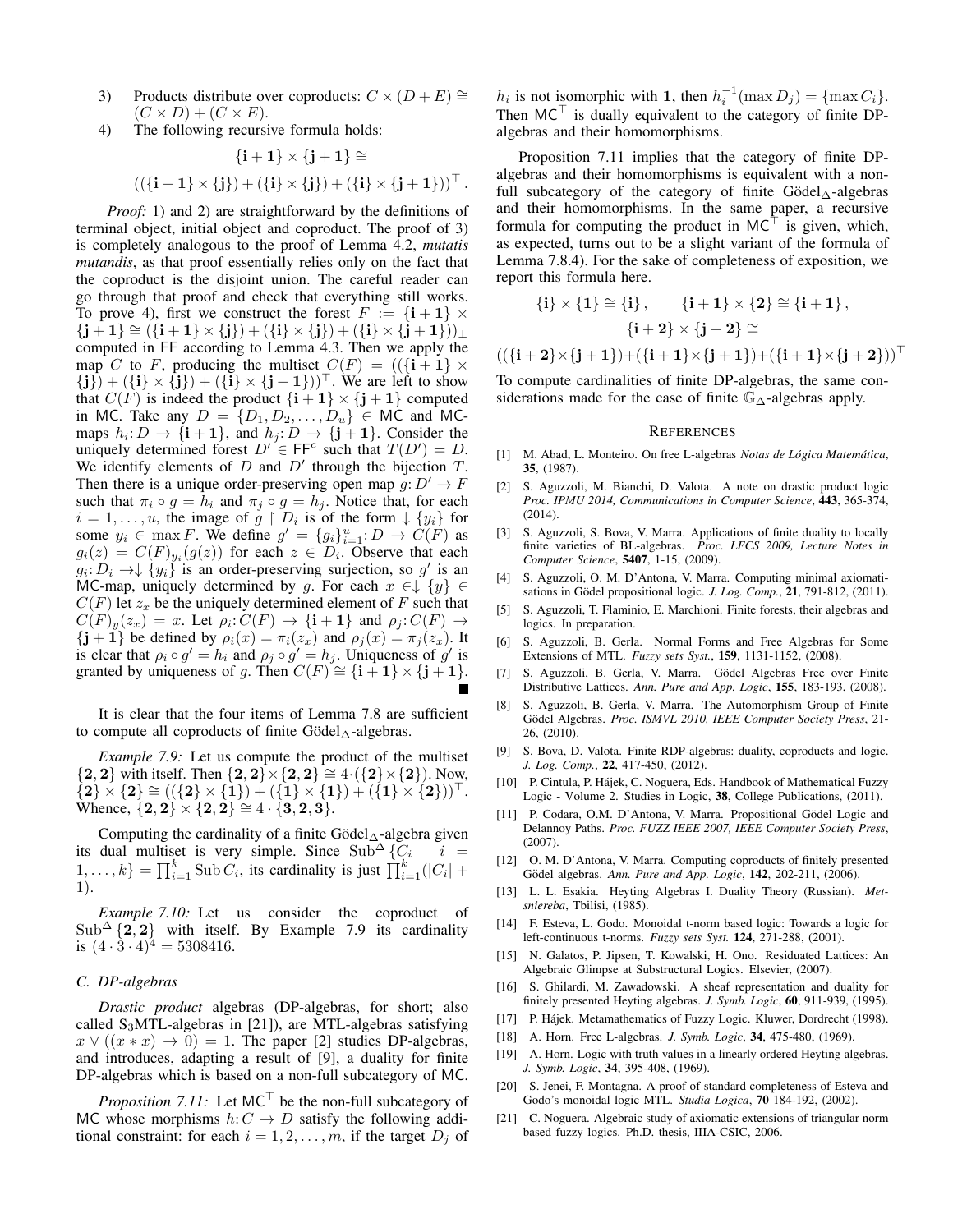3) Products distribute over coproducts: $C \times (D+E) \cong (C \times D) + (C \times E)$.
4) The following recursive formula holds:

$$\{\mathbf{i+1}\} \times \{\mathbf{j+1}\} \cong$$
$$((\{\mathbf{i+1}\} \times \{\mathbf{j}\}) + (\{\mathbf{i}\} \times \{\mathbf{j}\}) + (\{\mathbf{i}\} \times \{\mathbf{j+1}\}))^{\top}.$$

*Proof:* 1) and 2) are straightforward by the definitions of terminal object, initial object and coproduct. The proof of 3) is completely analogous to the proof of Lemma 4.2, *mutatis mutandis*, as that proof essentially relies only on the fact that the coproduct is the disjoint union. The careful reader can go through that proof and check that everything still works. To prove 4), first we construct the forest $F := \{\mathbf{i+1}\} \times \{\mathbf{j+1}\} \cong ((\{\mathbf{i+1}\} \times \{\mathbf{j}\}) + (\{\mathbf{i}\} \times \{\mathbf{j}\}) + (\{\mathbf{i}\} \times \{\mathbf{j+1}\}))_{\perp}$ computed in FF according to Lemma 4.3. Then we apply the map $C$ to $F$, producing the multiset $C(F) = ((\{\mathbf{i+1}\} \times \{\mathbf{j}\}) + (\{\mathbf{i}\} \times \{\mathbf{j}\}) + (\{\mathbf{i}\} \times \{\mathbf{j+1}\}))^{\top}$. We are left to show that $C(F)$ is indeed the product $\{\mathbf{i+1}\} \times \{\mathbf{j+1}\}$ computed in MC. Take any $D = \{D_1, D_2, \ldots, D_u\} \in$ MC and MC-maps $h_i\colon D \to \{\mathbf{i+1}\}$, and $h_j\colon D \to \{\mathbf{j+1}\}$. Consider the uniquely determined forest $D' \in \mathsf{FF}^c$ such that $T(D') = D$. We identify elements of $D$ and $D'$ through the bijection $T$. Then there is a unique order-preserving open map $g\colon D' \to F$ such that $\pi_i \circ g = h_i$ and $\pi_j \circ g = h_j$. Notice that, for each $i = 1, \ldots, u$, the image of $g \restriction D_i$ is of the form $\downarrow \{y_i\}$ for some $y_i \in \max F$. We define $g' = \{g_i\}_{i=1}^{u}\colon D \to C(F)$ as $g_i(z) = C(F)_{y_i}(g(z))$ for each $z \in D_i$. Observe that each $g_i\colon D_i \to \downarrow \{y_i\}$ is an order-preserving surjection, so $g'$ is an MC-map, uniquely determined by $g$. For each $x \in \downarrow \{y\} \in C(F)$ let $z_x$ be the uniquely determined element of $F$ such that $C(F)_y(z_x) = x$. Let $\rho_i\colon C(F) \to \{\mathbf{i+1}\}$ and $\rho_j\colon C(F) \to \{\mathbf{j+1}\}$ be defined by $\rho_i(x) = \pi_i(z_x)$ and $\rho_j(x) = \pi_j(z_x)$. It is clear that $\rho_i \circ g' = h_i$ and $\rho_j \circ g' = h_j$. Uniqueness of $g'$ is granted by uniqueness of $g$. Then $C(F) \cong \{\mathbf{i+1}\} \times \{\mathbf{j+1}\}$. ■

It is clear that the four items of Lemma 7.8 are sufficient to compute all coproducts of finite Gödel$_\Delta$-algebras.

*Example 7.9:* Let us compute the product of the multiset $\{\mathbf{2}, \mathbf{2}\}$ with itself. Then $\{\mathbf{2}, \mathbf{2}\} \times \{\mathbf{2}, \mathbf{2}\} \cong 4 \cdot (\{\mathbf{2}\} \times \{\mathbf{2}\})$. Now, $\{\mathbf{2}\} \times \{\mathbf{2}\} \cong ((\{\mathbf{2}\} \times \{\mathbf{1}\}) + (\{\mathbf{1}\} \times \{\mathbf{1}\}) + (\{\mathbf{1}\} \times \{\mathbf{2}\}))^{\top}$. Whence, $\{\mathbf{2}, \mathbf{2}\} \times \{\mathbf{2}, \mathbf{2}\} \cong 4 \cdot \{\mathbf{3}, \mathbf{2}, \mathbf{3}\}$.

Computing the cardinality of a finite Gödel$_\Delta$-algebra given its dual multiset is very simple. Since $\mathrm{Sub}^{\Delta}\{C_i \mid i = 1, \ldots, k\} = \prod_{i=1}^{k} \mathrm{Sub}\, C_i$, its cardinality is just $\prod_{i=1}^{k}(|C_i| + 1)$.

*Example 7.10:* Let us consider the coproduct of $\mathrm{Sub}^{\Delta}\{\mathbf{2}, \mathbf{2}\}$ with itself. By Example 7.9 its cardinality is $(4 \cdot 3 \cdot 4)^4 = 5308416$.

### C. DP-algebras

*Drastic product* algebras (DP-algebras, for short; also called S$_3$MTL-algebras in [21]), are MTL-algebras satisfying $x \vee ((x * x) \to 0) = 1$. The paper [2] studies DP-algebras, and introduces, adapting a result of [9], a duality for finite DP-algebras which is based on a non-full subcategory of MC.

*Proposition 7.11:* Let $\mathsf{MC}^{\top}$ be the non-full subcategory of MC whose morphisms $h\colon C \to D$ satisfy the following additional constraint: for each $i = 1, 2, \ldots, m$, if the target $D_j$ of $h_i$ is not isomorphic with $\mathbf{1}$, then $h_i^{-1}(\max D_j) = \{\max C_i\}$. Then $\mathsf{MC}^{\top}$ is dually equivalent to the category of finite DP-algebras and their homomorphisms.

Proposition 7.11 implies that the category of finite DP-algebras and their homomorphisms is equivalent with a non-full subcategory of the category of finite Gödel$_\Delta$-algebras and their homomorphisms. In the same paper, a recursive formula for computing the product in $\mathsf{MC}^{\top}$ is given, which, as expected, turns out to be a slight variant of the formula of Lemma 7.8.4). For the sake of completeness of exposition, we report this formula here.

$$\{\mathbf{i}\} \times \{\mathbf{1}\} \cong \{\mathbf{i}\}, \qquad \{\mathbf{i+1}\} \times \{\mathbf{2}\} \cong \{\mathbf{i+1}\},$$
$$\{\mathbf{i+2}\} \times \{\mathbf{j+2}\} \cong$$
$$((\{\mathbf{i+2}\} \times \{\mathbf{j+1}\}) + (\{\mathbf{i+1}\} \times \{\mathbf{j+1}\}) + (\{\mathbf{i+1}\} \times \{\mathbf{j+2}\}))^{\top}$$

To compute cardinalities of finite DP-algebras, the same considerations made for the case of finite $\mathbb{G}_\Delta$-algebras apply.

## References

[1] M. Abad, L. Monteiro. On free L-algebras *Notas de Lógica Matemática*, **35**, (1987).

[2] S. Aguzzoli, M. Bianchi, D. Valota. A note on drastic product logic *Proc. IPMU 2014, Communications in Computer Science*, **443**, 365-374, (2014).

[3] S. Aguzzoli, S. Bova, V. Marra. Applications of finite duality to locally finite varieties of BL-algebras. *Proc. LFCS 2009, Lecture Notes in Computer Science*, **5407**, 1-15, (2009).

[4] S. Aguzzoli, O. M. D'Antona, V. Marra. Computing minimal axiomatisations in Gödel propositional logic. *J. Log. Comp.*, **21**, 791-812, (2011).

[5] S. Aguzzoli, T. Flaminio, E. Marchioni. Finite forests, their algebras and logics. In preparation.

[6] S. Aguzzoli, B. Gerla. Normal Forms and Free Algebras for Some Extensions of MTL. *Fuzzy sets Syst.*, **159**, 1131-1152, (2008).

[7] S. Aguzzoli, B. Gerla, V. Marra. Gödel Algebras Free over Finite Distributive Lattices. *Ann. Pure and App. Logic*, **155**, 183-193, (2008).

[8] S. Aguzzoli, B. Gerla, V. Marra. The Automorphism Group of Finite Gödel Algebras. *Proc. ISMVL 2010, IEEE Computer Society Press*, 21-26, (2010).

[9] S. Bova, D. Valota. Finite RDP-algebras: duality, coproducts and logic. *J. Log. Comp.*, **22**, 417-450, (2012).

[10] P. Cintula, P. Hájek, C. Noguera, Eds. Handbook of Mathematical Fuzzy Logic - Volume 2. Studies in Logic, **38**, College Publications, (2011).

[11] P. Codara, O.M. D'Antona, V. Marra. Propositional Gödel Logic and Delannoy Paths. *Proc. FUZZ IEEE 2007, IEEE Computer Society Press*, (2007).

[12] O. M. D'Antona, V. Marra. Computing coproducts of finitely presented Gödel algebras. *Ann. Pure and App. Logic*, **142**, 202-211, (2006).

[13] L. L. Esakia. Heyting Algebras I. Duality Theory (Russian). *Metsniereba*, Tbilisi, (1985).

[14] F. Esteva, L. Godo. Monoidal t-norm based logic: Towards a logic for left-continuous t-norms. *Fuzzy sets Syst.* **124**, 271-288, (2001).

[15] N. Galatos, P. Jipsen, T. Kowalski, H. Ono. Residuated Lattices: An Algebraic Glimpse at Substructural Logics. Elsevier, (2007).

[16] S. Ghilardi, M. Zawadowski. A sheaf representation and duality for finitely presented Heyting algebras. *J. Symb. Logic*, **60**, 911-939, (1995).

[17] P. Hájek. Metamathematics of Fuzzy Logic. Kluwer, Dordrecht (1998).

[18] A. Horn. Free L-algebras. *J. Symb. Logic*, **34**, 475-480, (1969).

[19] A. Horn. Logic with truth values in a linearly ordered Heyting algebras. *J. Symb. Logic*, **34**, 395-408, (1969).

[20] S. Jenei, F. Montagna. A proof of standard completeness of Esteva and Godo's monoidal logic MTL. *Studia Logica*, **70** 184-192, (2002).

[21] C. Noguera. Algebraic study of axiomatic extensions of triangular norm based fuzzy logics. Ph.D. thesis, IIIA-CSIC, 2006.